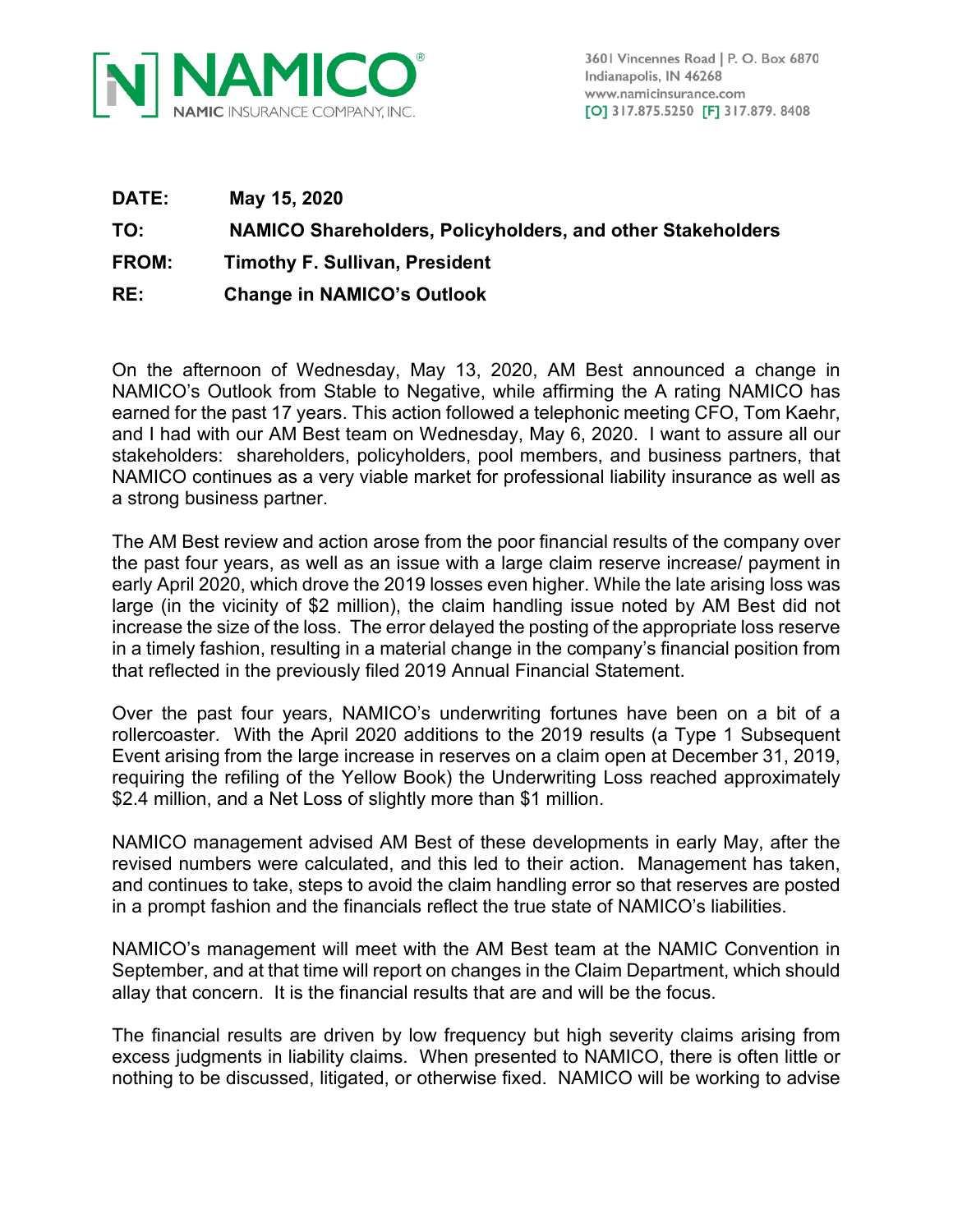# NAMICO®

NAMIC INSURANCE COMPANY, INC.

3601 Vincennes Road | P. O. Box 6870
Indianapolis, IN 46268
www.namicinsurance.com
[O] 317.875.5250 [F] 317.879. 8408

**DATE:** **May 15, 2020**

**TO:** **NAMICO Shareholders, Policyholders, and other Stakeholders**

**FROM:** **Timothy F. Sullivan, President**

**RE:** **Change in NAMICO's Outlook**

On the afternoon of Wednesday, May 13, 2020, AM Best announced a change in NAMICO's Outlook from Stable to Negative, while affirming the A rating NAMICO has earned for the past 17 years. This action followed a telephonic meeting CFO, Tom Kaehr, and I had with our AM Best team on Wednesday, May 6, 2020. I want to assure all our stakeholders: shareholders, policyholders, pool members, and business partners, that NAMICO continues as a very viable market for professional liability insurance as well as a strong business partner.

The AM Best review and action arose from the poor financial results of the company over the past four years, as well as an issue with a large claim reserve increase/ payment in early April 2020, which drove the 2019 losses even higher. While the late arising loss was large (in the vicinity of $2 million), the claim handling issue noted by AM Best did not increase the size of the loss. The error delayed the posting of the appropriate loss reserve in a timely fashion, resulting in a material change in the company's financial position from that reflected in the previously filed 2019 Annual Financial Statement.

Over the past four years, NAMICO's underwriting fortunes have been on a bit of a rollercoaster. With the April 2020 additions to the 2019 results (a Type 1 Subsequent Event arising from the large increase in reserves on a claim open at December 31, 2019, requiring the refiling of the Yellow Book) the Underwriting Loss reached approximately $2.4 million, and a Net Loss of slightly more than $1 million.

NAMICO management advised AM Best of these developments in early May, after the revised numbers were calculated, and this led to their action. Management has taken, and continues to take, steps to avoid the claim handling error so that reserves are posted in a prompt fashion and the financials reflect the true state of NAMICO's liabilities.

NAMICO's management will meet with the AM Best team at the NAMIC Convention in September, and at that time will report on changes in the Claim Department, which should allay that concern. It is the financial results that are and will be the focus.

The financial results are driven by low frequency but high severity claims arising from excess judgments in liability claims. When presented to NAMICO, there is often little or nothing to be discussed, litigated, or otherwise fixed. NAMICO will be working to advise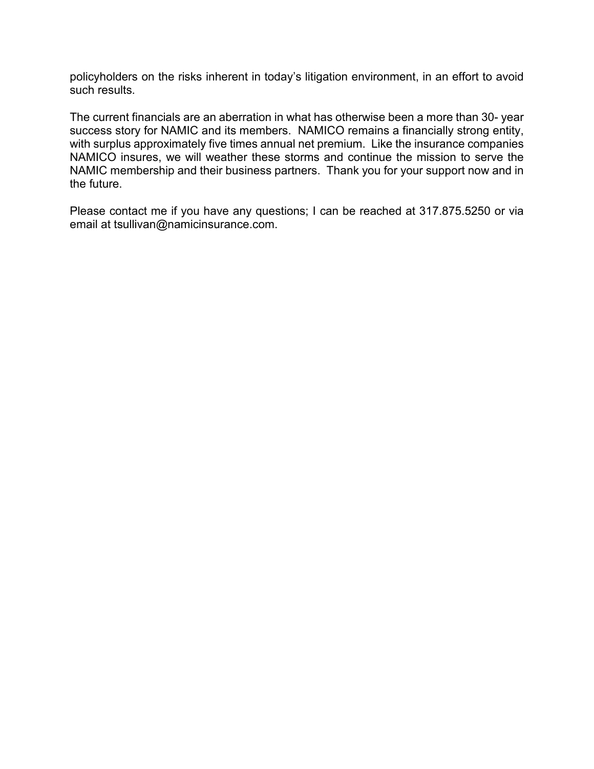policyholders on the risks inherent in today's litigation environment, in an effort to avoid such results.

The current financials are an aberration in what has otherwise been a more than 30- year success story for NAMIC and its members. NAMICO remains a financially strong entity, with surplus approximately five times annual net premium. Like the insurance companies NAMICO insures, we will weather these storms and continue the mission to serve the NAMIC membership and their business partners. Thank you for your support now and in the future.

Please contact me if you have any questions; I can be reached at 317.875.5250 or via email at tsullivan@namicinsurance.com.